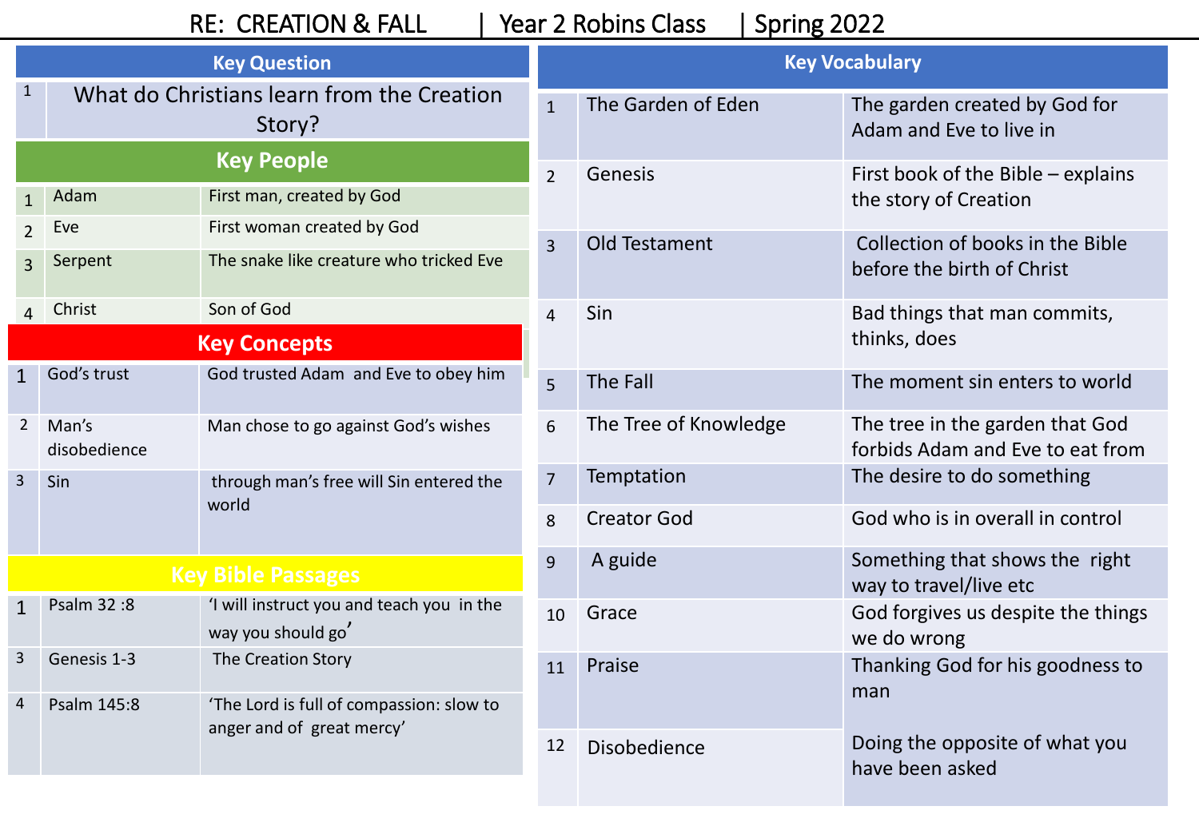# RE: CREATION & FALL | Year 2 Robins Class | Spring 2022

## Key Question

| | |
|---|---|
| 1 | What do Christians learn from the Creation Story? |

## Key People

| | | |
|---|---|---|
| 1 | Adam | First man, created by God |
| 2 | Eve | First woman created by God |
| 3 | Serpent | The snake like creature who tricked Eve |
| 4 | Christ | Son of God |

## Key Concepts

| | | |
|---|---|---|
| 1 | God's trust | God trusted Adam and Eve to obey him |
| 2 | Man's disobedience | Man chose to go against God's wishes |
| 3 | Sin | through man's free will Sin entered the world |

## Key Bible Passages

| | | |
|---|---|---|
| 1 | Psalm 32 :8 | 'I will instruct you and teach you in the way you should go' |
| 3 | Genesis 1-3 | The Creation Story |
| 4 | Psalm 145:8 | 'The Lord is full of compassion: slow to anger and of great mercy' |

## Key Vocabulary

| | | |
|---|---|---|
| 1 | The Garden of Eden | The garden created by God for Adam and Eve to live in |
| 2 | Genesis | First book of the Bible – explains the story of Creation |
| 3 | Old Testament | Collection of books in the Bible before the birth of Christ |
| 4 | Sin | Bad things that man commits, thinks, does |
| 5 | The Fall | The moment sin enters to world |
| 6 | The Tree of Knowledge | The tree in the garden that God forbids Adam and Eve to eat from |
| 7 | Temptation | The desire to do something |
| 8 | Creator God | God who is in overall in control |
| 9 | A guide | Something that shows the right way to travel/live etc |
| 10 | Grace | God forgives us despite the things we do wrong |
| 11 | Praise | Thanking God for his goodness to man |
| 12 | Disobedience | Doing the opposite of what you have been asked |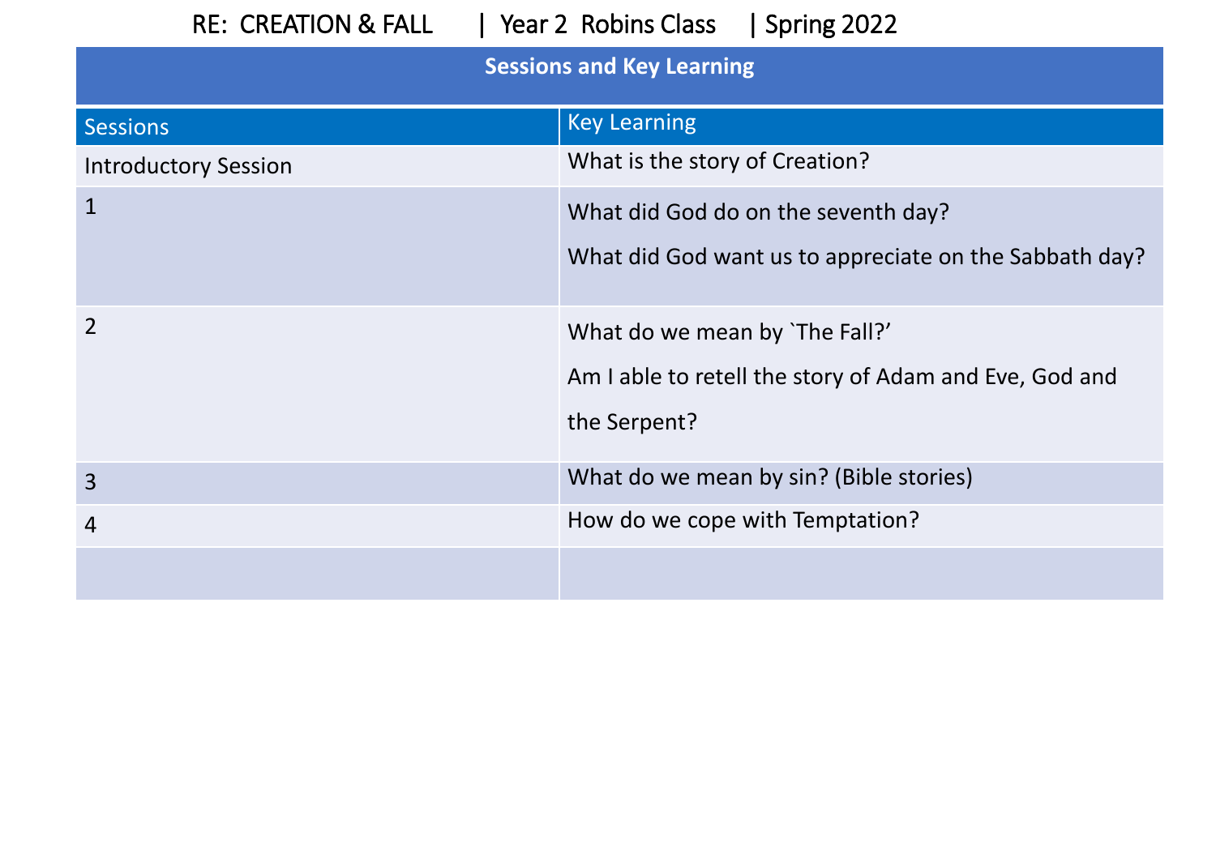RE: CREATION & FALL | Year 2 Robins Class | Spring 2022

| Sessions and Key Learning | |
|---|---|
| Sessions | Key Learning |
| Introductory Session | What is the story of Creation? |
| 1 | What did God do on the seventh day?<br>What did God want us to appreciate on the Sabbath day? |
| 2 | What do we mean by `The Fall?'<br>Am I able to retell the story of Adam and Eve, God and the Serpent? |
| 3 | What do we mean by sin? (Bible stories) |
| 4 | How do we cope with Temptation? |
| | |